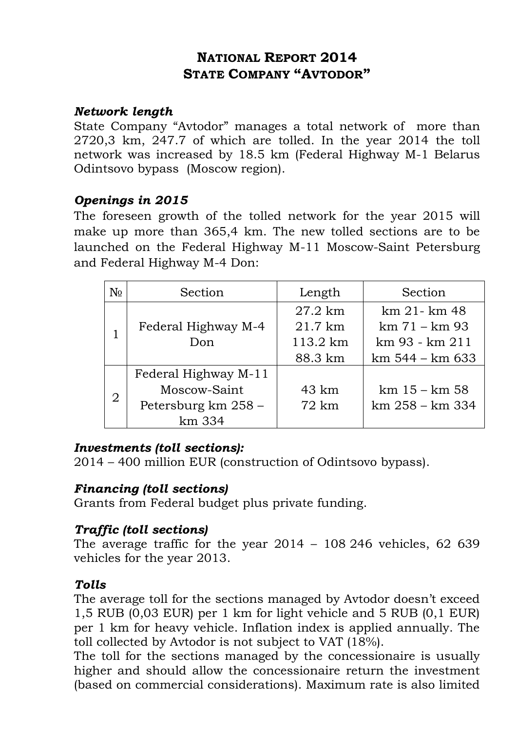# National Report 2014
# State Company "Avtodor"

***Network length***

State Company "Avtodor" manages a total network of more than 2720,3 km, 247.7 of which are tolled. In the year 2014 the toll network was increased by 18.5 km (Federal Highway M-1 Belarus Odintsovo bypass (Moscow region).

***Openings in 2015***

The foreseen growth of the tolled network for the year 2015 will make up more than 365,4 km. The new tolled sections are to be launched on the Federal Highway M-11 Moscow-Saint Petersburg and Federal Highway M-4 Don:

| № | Section | Length | Section |
|---|---|---|---|
| 1 | Federal Highway M-4 Don | 27.2 km<br>21.7 km<br>113.2 km<br>88.3 km | km 21- km 48<br>km 71 – km 93<br>km 93 - km 211<br>km 544 – km 633 |
| 2 | Federal Highway M-11 Moscow-Saint Petersburg km 258 – km 334 | 43 km<br>72 km | km 15 – km 58<br>km 258 – km 334 |

***Investments (toll sections):***

2014 – 400 million EUR (construction of Odintsovo bypass).

***Financing (toll sections)***

Grants from Federal budget plus private funding.

***Traffic (toll sections)***

The average traffic for the year 2014 – 108 246 vehicles, 62 639 vehicles for the year 2013.

***Tolls***

The average toll for the sections managed by Avtodor doesn't exceed 1,5 RUB (0,03 EUR) per 1 km for light vehicle and 5 RUB (0,1 EUR) per 1 km for heavy vehicle. Inflation index is applied annually. The toll collected by Avtodor is not subject to VAT (18%).

The toll for the sections managed by the concessionaire is usually higher and should allow the concessionaire return the investment (based on commercial considerations). Maximum rate is also limited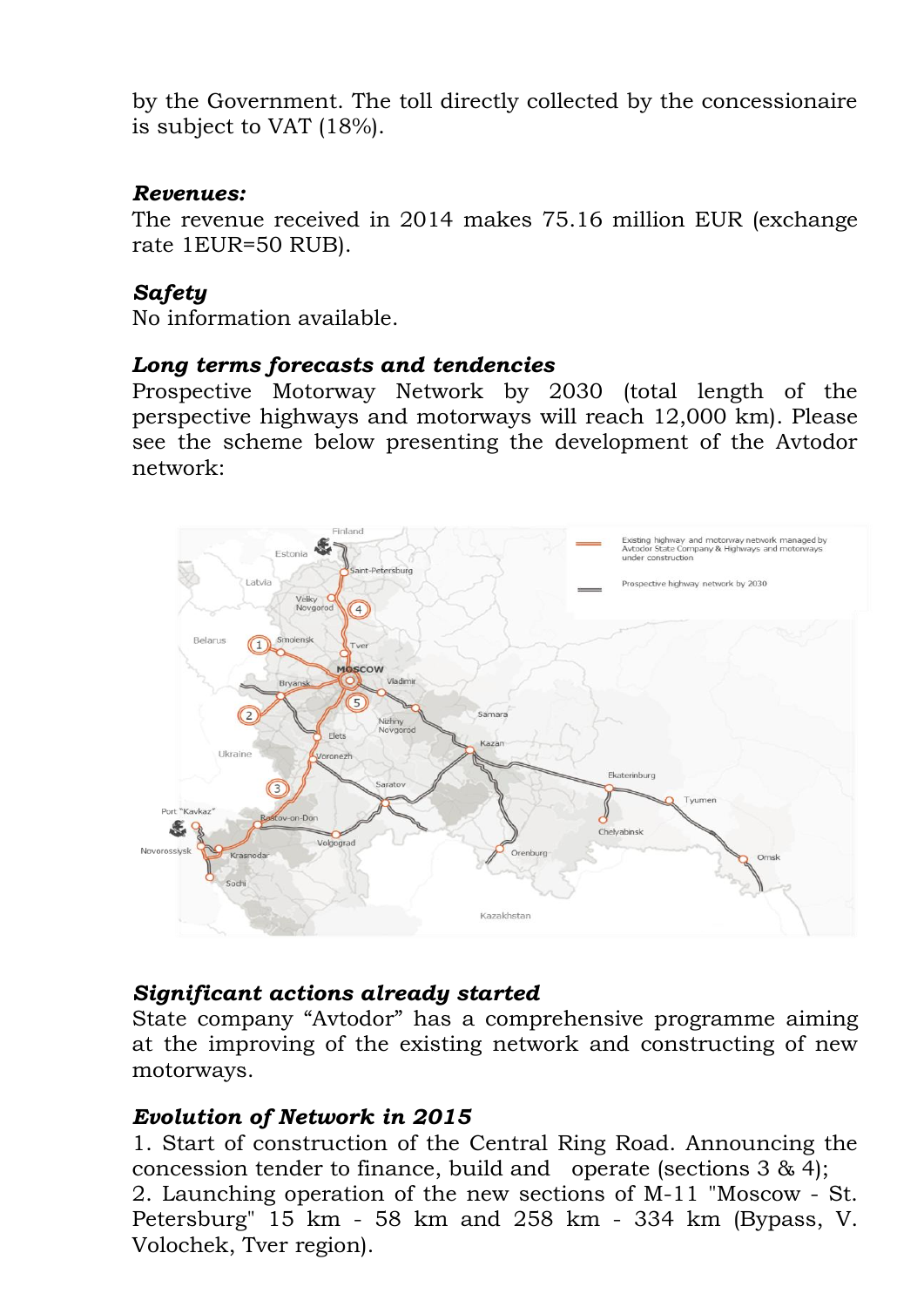by the Government. The toll directly collected by the concessionaire is subject to VAT (18%).

### *Revenues:*

The revenue received in 2014 makes 75.16 million EUR (exchange rate 1EUR=50 RUB).

### *Safety*

No information available.

### *Long terms forecasts and tendencies*

Prospective Motorway Network by 2030 (total length of the perspective highways and motorways will reach 12,000 km). Please see the scheme below presenting the development of the Avtodor network:

Existing highway and motorway network managed by Avtodor State Company & Highways and motorways under construction

Prospective highway network by 2030

Finland
Estonia
Saint-Petersburg
Latvia
Veliky Novgorod
4
Belarus
1
Smolensk
Tver
MOSCOW
Vladimir
Bryansk
5
2
Nizhny Novgorod
Samara
Elets
Kazan
Ukraine
Voronezh
Ekaterinburg
Saratov
3
Tyumen
Port "Kavkaz"
Rostov-on-Don
Chelyabinsk
Novorossiysk
Krasnodar
Volgograd
Orenburg
Omsk
Sochi
Kazakhstan

### *Significant actions already started*

State company "Avtodor" has a comprehensive programme aiming at the improving of the existing network and constructing of new motorways.

### *Evolution of Network in 2015*

1. Start of construction of the Central Ring Road. Announcing the concession tender to finance, build and operate (sections 3 & 4);
2. Launching operation of the new sections of M-11 "Moscow - St. Petersburg" 15 km - 58 km and 258 km - 334 km (Bypass, V. Volochek, Tver region).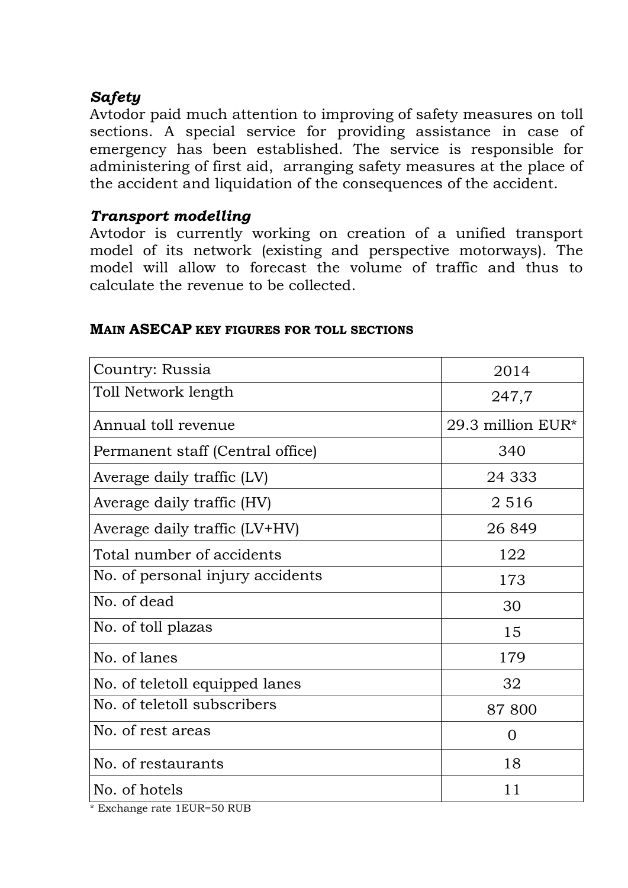***Safety***

Avtodor paid much attention to improving of safety measures on toll sections. A special service for providing assistance in case of emergency has been established. The service is responsible for administering of first aid, arranging safety measures at the place of the accident and liquidation of the consequences of the accident.

***Transport modelling***

Avtodor is currently working on creation of a unified transport model of its network (existing and perspective motorways). The model will allow to forecast the volume of traffic and thus to calculate the revenue to be collected.

## MAIN ASECAP KEY FIGURES FOR TOLL SECTIONS

| Country: Russia | 2014 |
|---|---|
| Toll Network length | 247,7 |
| Annual toll revenue | 29.3 million EUR* |
| Permanent staff (Central office) | 340 |
| Average daily traffic (LV) | 24 333 |
| Average daily traffic (HV) | 2 516 |
| Average daily traffic (LV+HV) | 26 849 |
| Total number of accidents | 122 |
| No. of personal injury accidents | 173 |
| No. of dead | 30 |
| No. of toll plazas | 15 |
| No. of lanes | 179 |
| No. of teletoll equipped lanes | 32 |
| No. of teletoll subscribers | 87 800 |
| No. of rest areas | 0 |
| No. of restaurants | 18 |
| No. of hotels | 11 |

* Exchange rate 1EUR=50 RUB